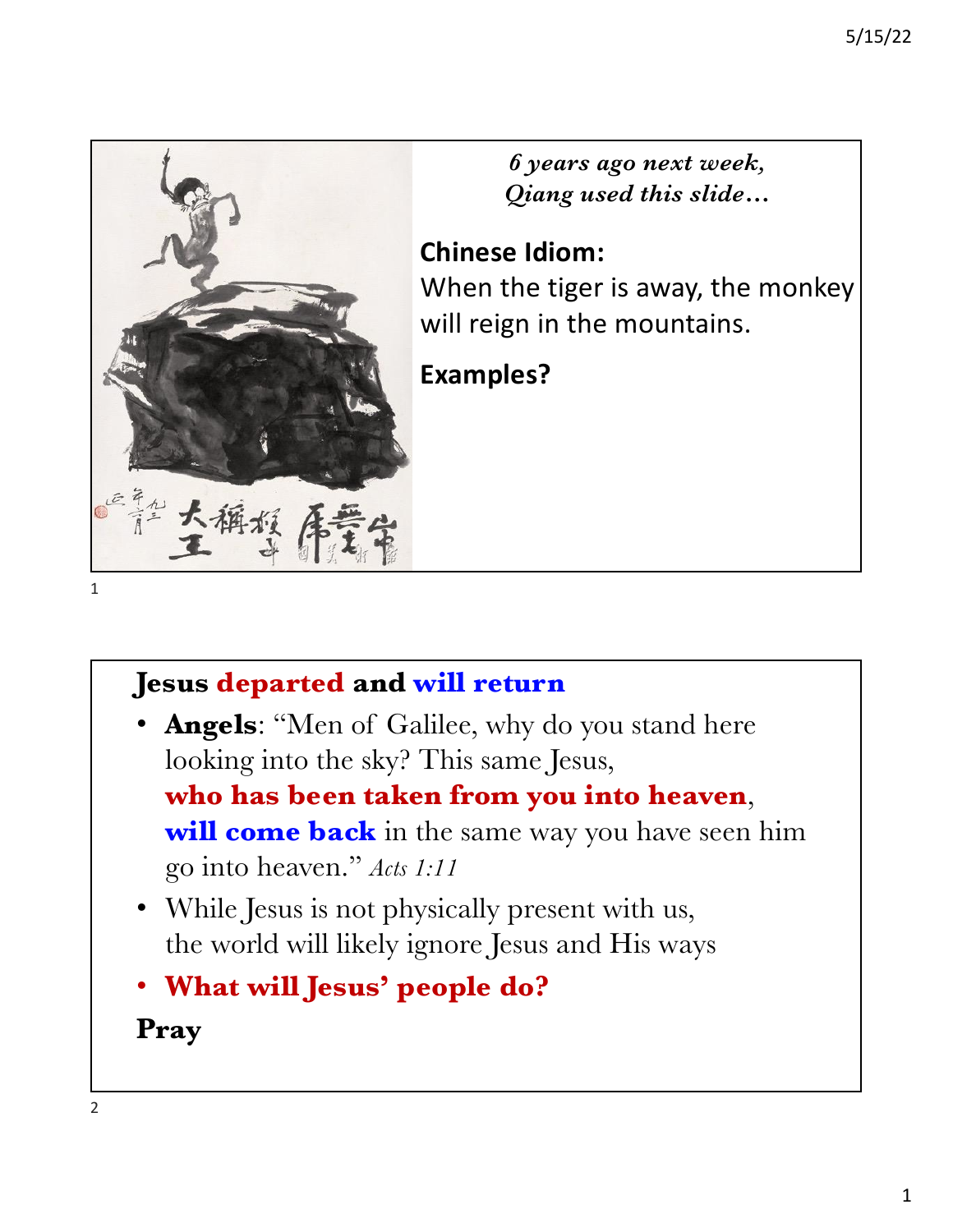*6 years ago next week, Qiang used this slide…*

**Chinese Idiom:**
When the tiger is away, the monkey will reign in the mountains.

**Examples?**

**Jesus departed and will return**

- **Angels**: "Men of Galilee, why do you stand here looking into the sky? This same Jesus, **who has been taken from you into heaven**, **will come back** in the same way you have seen him go into heaven." *Acts 1:11*
- While Jesus is not physically present with us, the world will likely ignore Jesus and His ways
- **What will Jesus' people do?**

**Pray**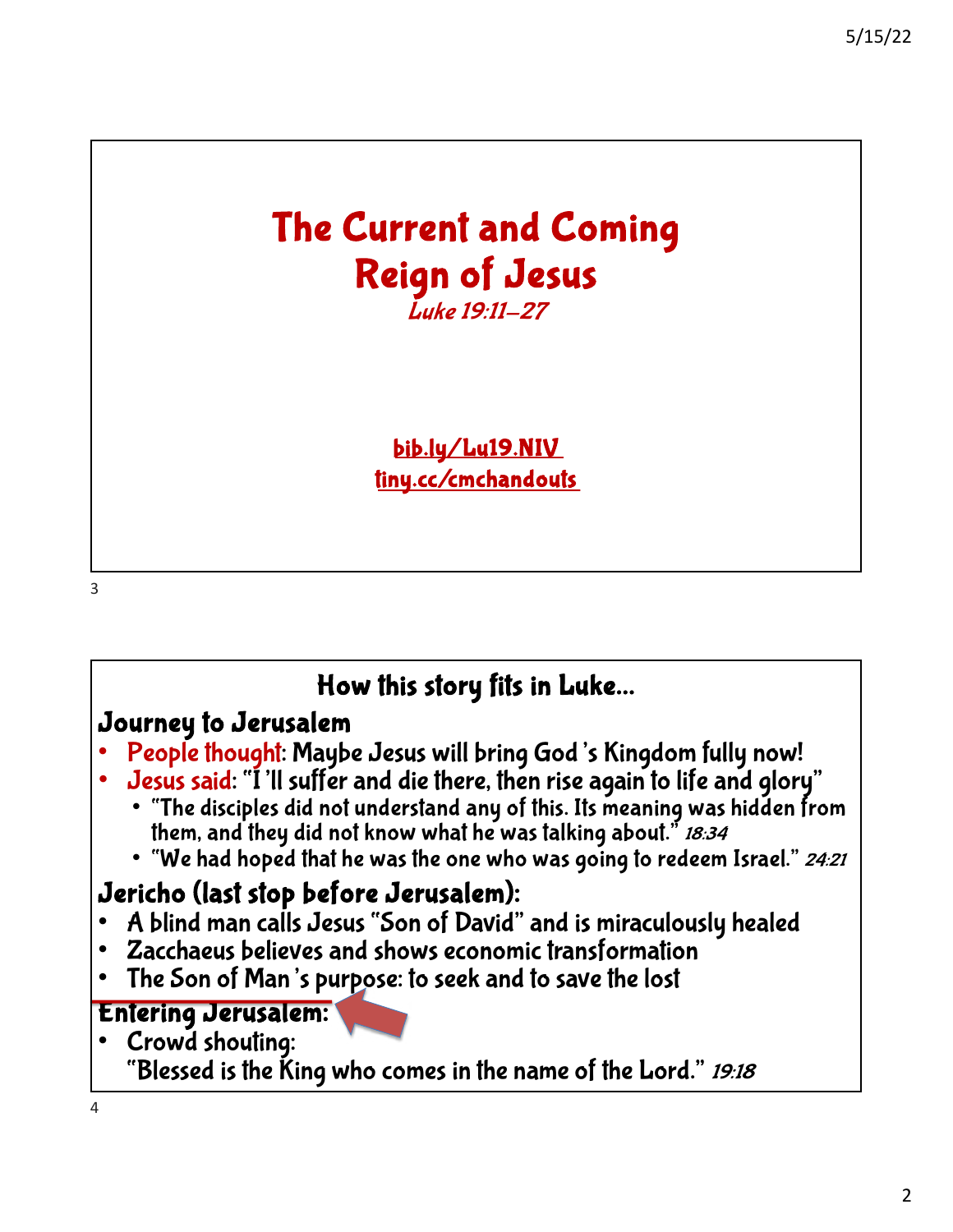# The Current and Coming Reign of Jesus

*Luke 19:11–27*

bib.ly/Lu19.NIV

tiny.cc/cmchandouts

## How this story fits in Luke…

### Journey to Jerusalem

- People thought: Maybe Jesus will bring God's Kingdom fully now!
- Jesus said: "I'll suffer and die there, then rise again to life and glory"
  - "The disciples did not understand any of this. Its meaning was hidden from them, and they did not know what he was talking about." *18:34*
  - "We had hoped that he was the one who was going to redeem Israel." *24:21*

### Jericho (last stop before Jerusalem):

- A blind man calls Jesus "Son of David" and is miraculously healed
- Zacchaeus believes and shows economic transformation
- The Son of Man's purpose: to seek and to save the lost

### Entering Jerusalem:

- Crowd shouting:
  "Blessed is the King who comes in the name of the Lord." *19:18*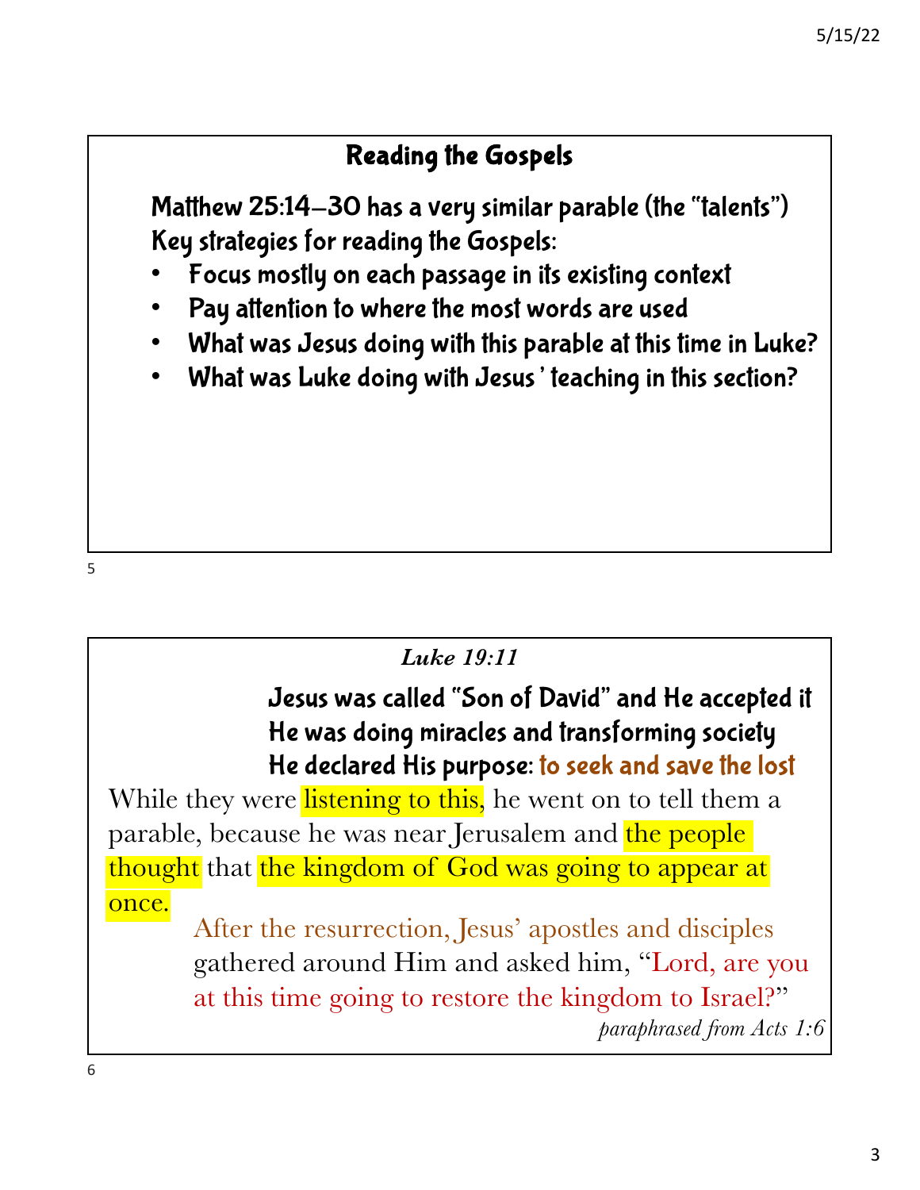## Reading the Gospels

**Matthew 25:14–30 has a very similar parable (the "talents")**
**Key strategies for reading the Gospels:**

- **Focus mostly on each passage in its existing context**
- **Pay attention to where the most words are used**
- **What was Jesus doing with this parable at this time in Luke?**
- **What was Luke doing with Jesus' teaching in this section?**

*Luke 19:11*

**Jesus was called "Son of David" and He accepted it**
**He was doing miracles and transforming society**
**He declared His purpose: to seek and save the lost**

While they were listening to this, he went on to tell them a parable, because he was near Jerusalem and the people thought that the kingdom of God was going to appear at once.

After the resurrection, Jesus' apostles and disciples gathered around Him and asked him, "Lord, are you at this time going to restore the kingdom to Israel?"

*paraphrased from Acts 1:6*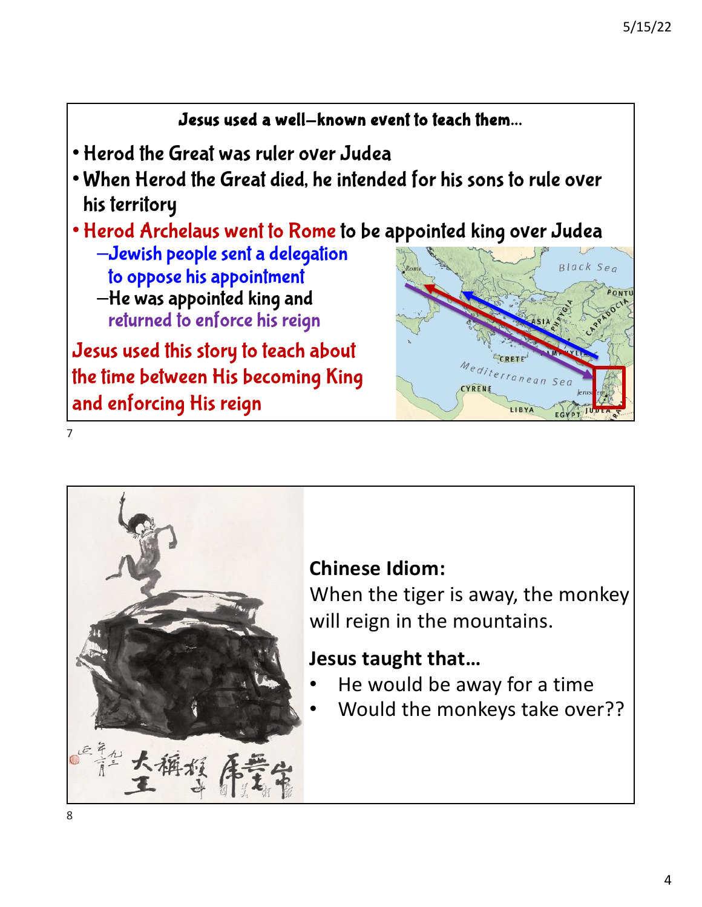**Jesus used a well-known event to teach them…**

- Herod the Great was ruler over Judea
- When Herod the Great died, he intended for his sons to rule over his territory
- Herod Archelaus went to Rome to be appointed king over Judea
  - Jewish people sent a delegation to oppose his appointment
  - He was appointed king and returned to enforce his reign

Jesus used this story to teach about the time between His becoming King and enforcing His reign

**Chinese Idiom:**

When the tiger is away, the monkey will reign in the mountains.

**Jesus taught that…**

- He would be away for a time
- Would the monkeys take over??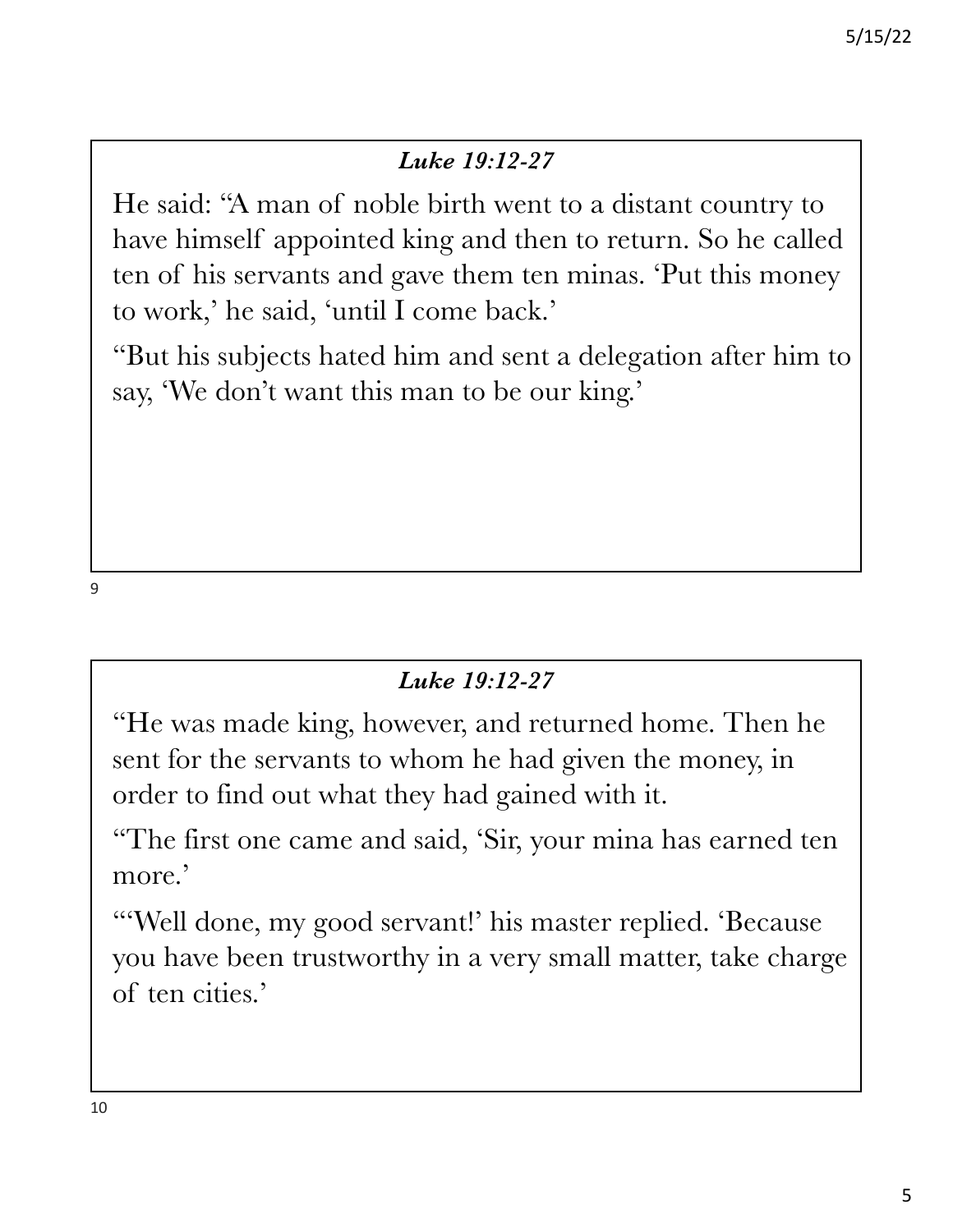### *Luke 19:12-27*

He said: "A man of noble birth went to a distant country to have himself appointed king and then to return. So he called ten of his servants and gave them ten minas. 'Put this money to work,' he said, 'until I come back.'

"But his subjects hated him and sent a delegation after him to say, 'We don't want this man to be our king.'

### *Luke 19:12-27*

"He was made king, however, and returned home. Then he sent for the servants to whom he had given the money, in order to find out what they had gained with it.

"The first one came and said, 'Sir, your mina has earned ten more.'

"'Well done, my good servant!' his master replied. 'Because you have been trustworthy in a very small matter, take charge of ten cities.'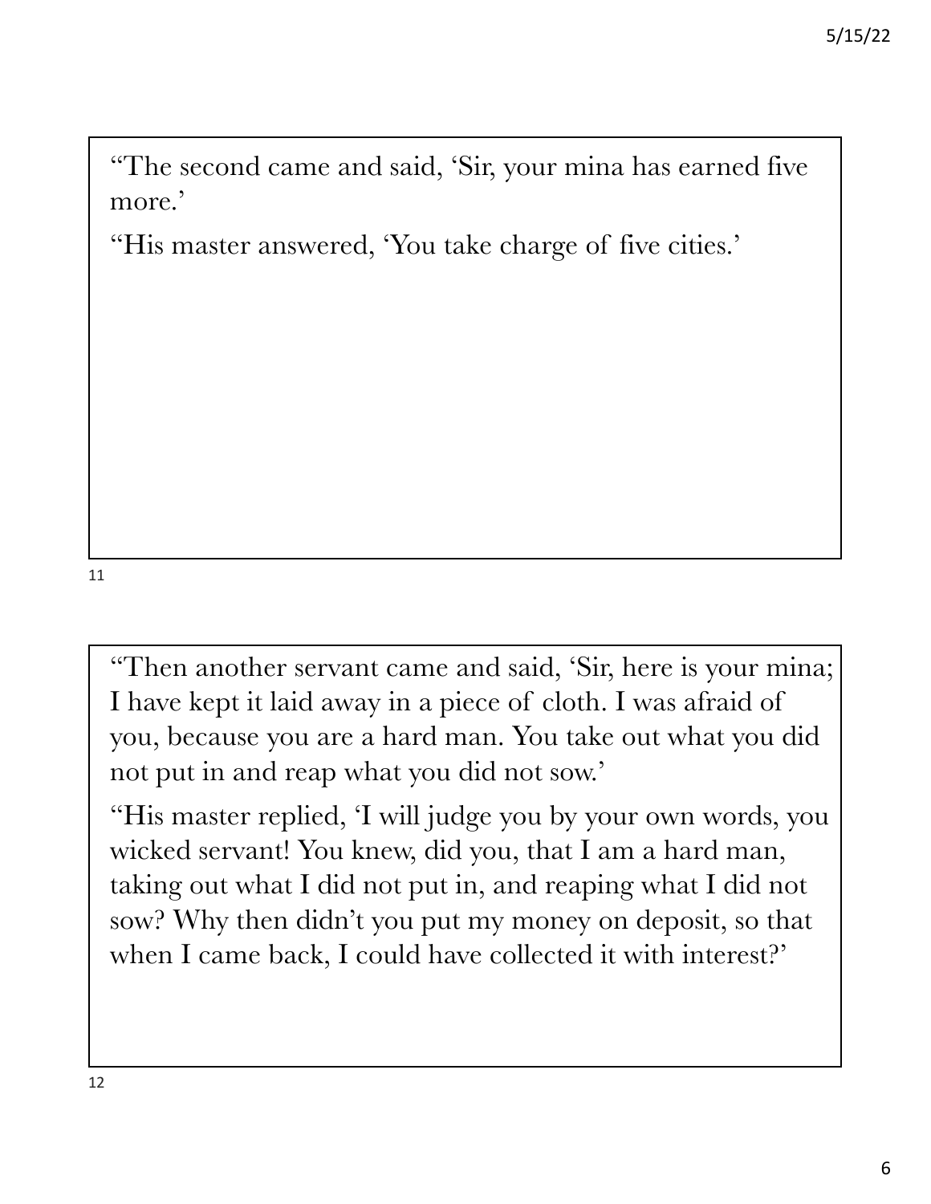"The second came and said, 'Sir, your mina has earned five more.'

"His master answered, 'You take charge of five cities.'

"Then another servant came and said, 'Sir, here is your mina; I have kept it laid away in a piece of cloth. I was afraid of you, because you are a hard man. You take out what you did not put in and reap what you did not sow.'

"His master replied, 'I will judge you by your own words, you wicked servant! You knew, did you, that I am a hard man, taking out what I did not put in, and reaping what I did not sow? Why then didn't you put my money on deposit, so that when I came back, I could have collected it with interest?'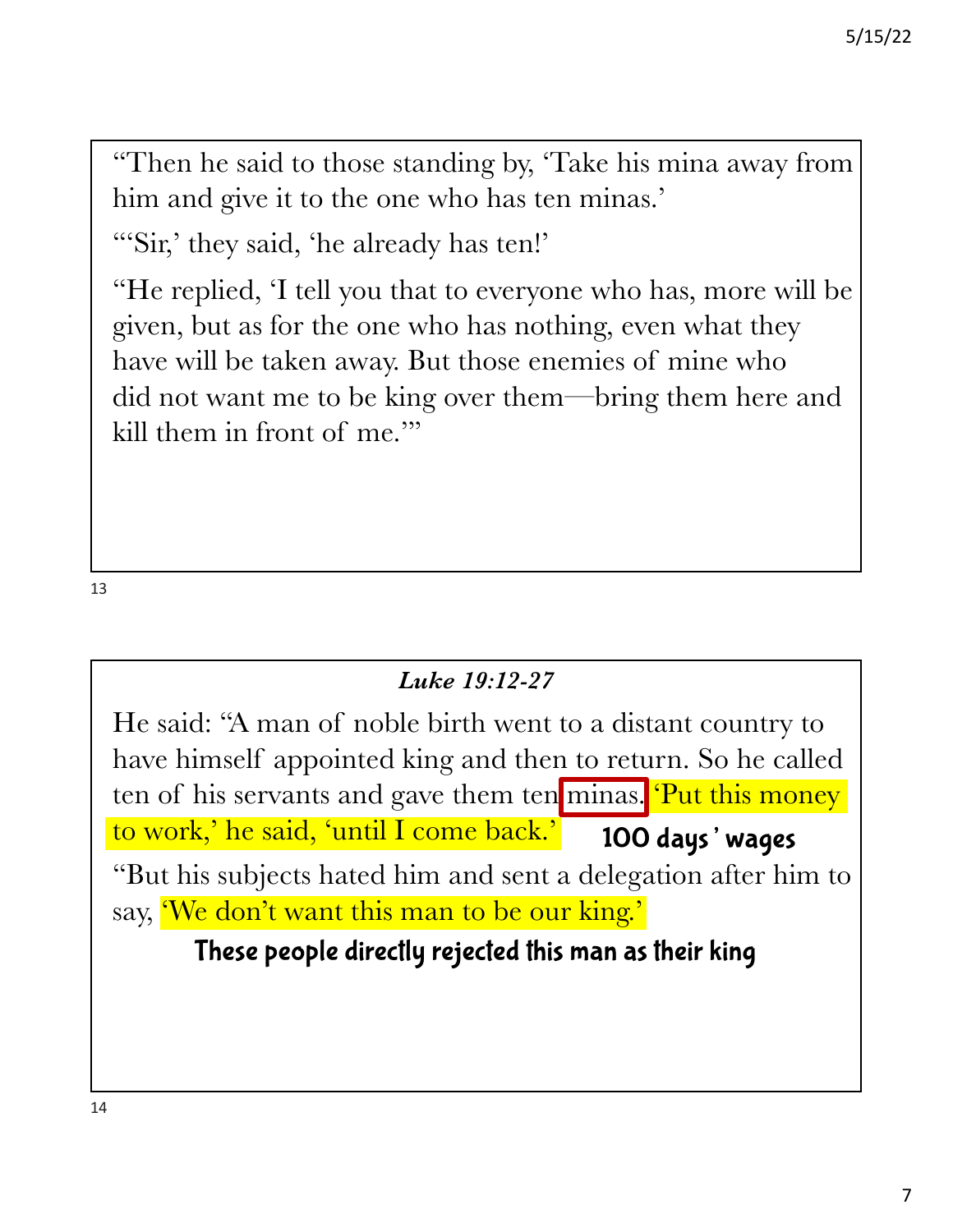"Then he said to those standing by, 'Take his mina away from him and give it to the one who has ten minas.'

"'Sir,' they said, 'he already has ten!'

"He replied, 'I tell you that to everyone who has, more will be given, but as for the one who has nothing, even what they have will be taken away. But those enemies of mine who did not want me to be king over them—bring them here and kill them in front of me.'"

### *Luke 19:12-27*

He said: "A man of noble birth went to a distant country to have himself appointed king and then to return. So he called ten of his servants and gave them ten minas. 'Put this money to work,' he said, 'until I come back.'

**100 days' wages**

"But his subjects hated him and sent a delegation after him to say, 'We don't want this man to be our king.'

**These people directly rejected this man as their king**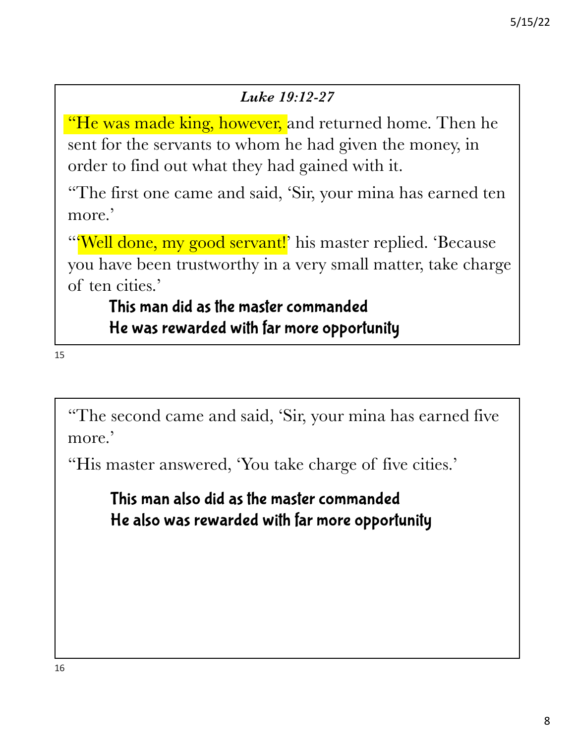### *Luke 19:12-27*

"He was made king, however, and returned home. Then he sent for the servants to whom he had given the money, in order to find out what they had gained with it.

"The first one came and said, 'Sir, your mina has earned ten more.'

"'Well done, my good servant!' his master replied. 'Because you have been trustworthy in a very small matter, take charge of ten cities.'

**This man did as the master commanded**
**He was rewarded with far more opportunity**

"The second came and said, 'Sir, your mina has earned five more.'

"His master answered, 'You take charge of five cities.'

**This man also did as the master commanded**
**He also was rewarded with far more opportunity**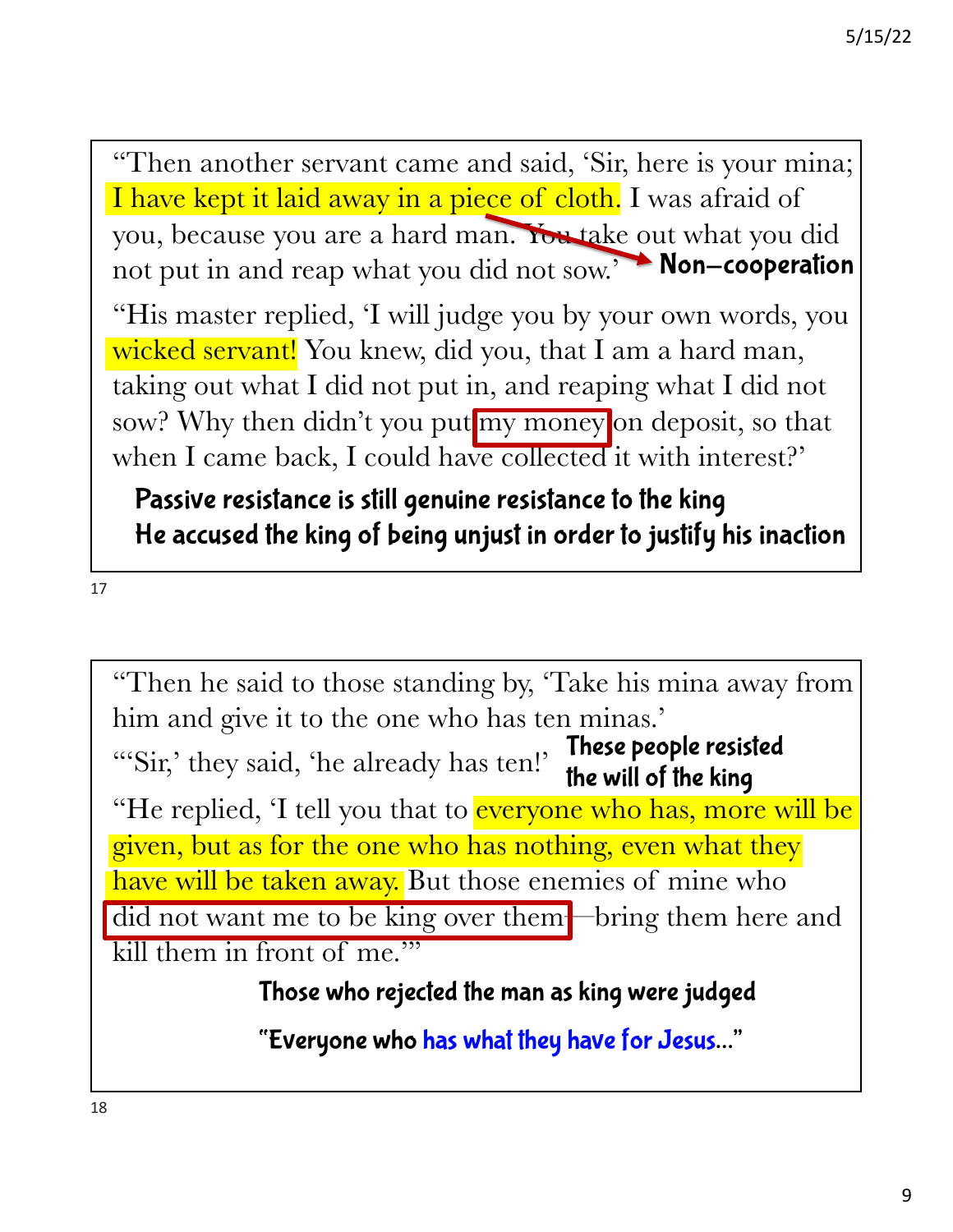"Then another servant came and said, 'Sir, here is your mina; I have kept it laid away in a piece of cloth. I was afraid of you, because you are a hard man. You take out what you did not put in and reap what you did not sow.'

**Non-cooperation**

"His master replied, 'I will judge you by your own words, you wicked servant! You knew, did you, that I am a hard man, taking out what I did not put in, and reaping what I did not sow? Why then didn't you put my money on deposit, so that when I came back, I could have collected it with interest?'

**Passive resistance is still genuine resistance to the king**

**He accused the king of being unjust in order to justify his inaction**

"Then he said to those standing by, 'Take his mina away from him and give it to the one who has ten minas.'

"'Sir,' they said, 'he already has ten!'

**These people resisted the will of the king**

"He replied, 'I tell you that to everyone who has, more will be given, but as for the one who has nothing, even what they have will be taken away. But those enemies of mine who did not want me to be king over them—bring them here and kill them in front of me.'"

**Those who rejected the man as king were judged**

**"Everyone who has what they have for Jesus…"**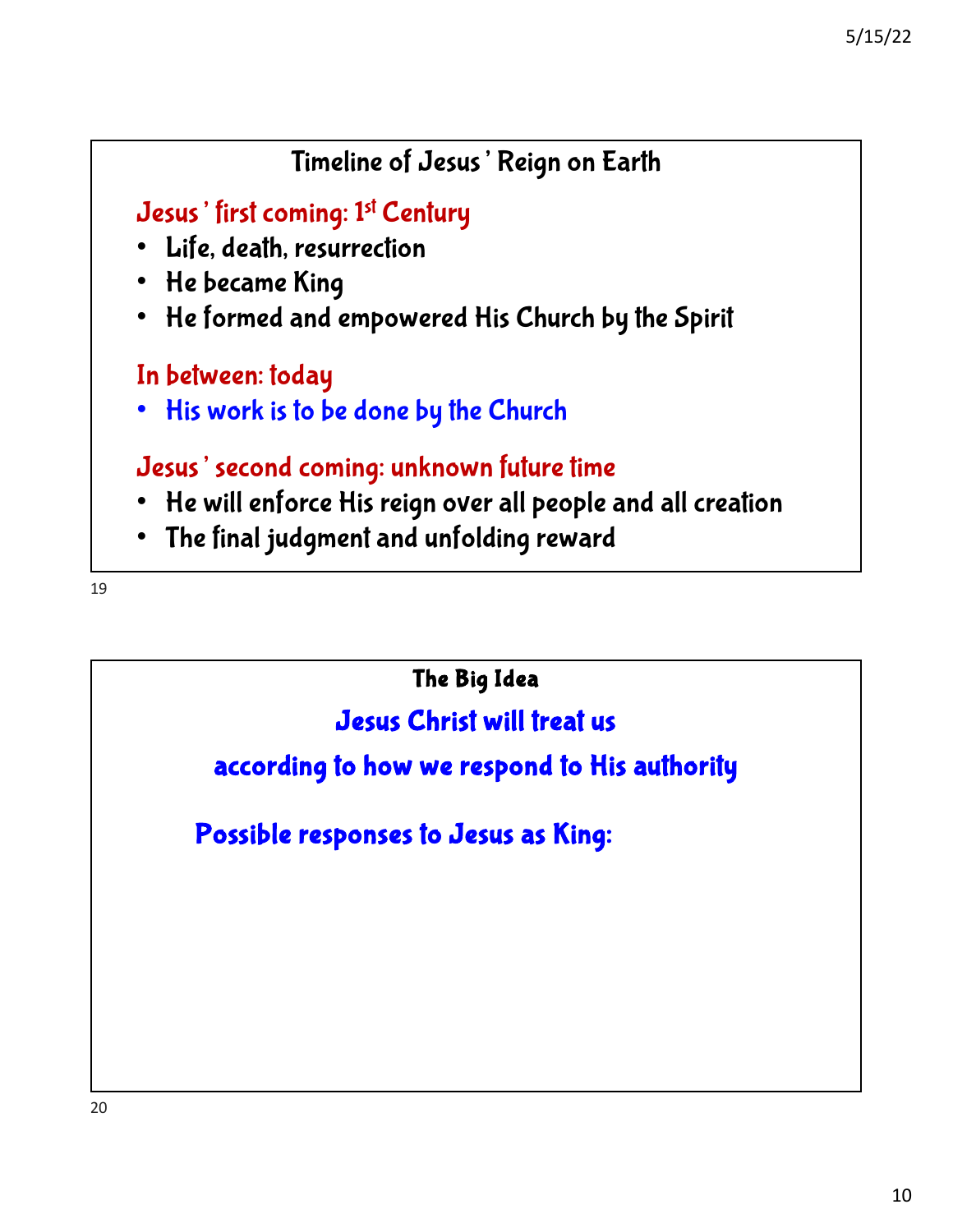## Timeline of Jesus' Reign on Earth

**Jesus' first coming: 1st Century**

- Life, death, resurrection
- He became King
- He formed and empowered His Church by the Spirit

**In between: today**

- His work is to be done by the Church

**Jesus' second coming: unknown future time**

- He will enforce His reign over all people and all creation
- The final judgment and unfolding reward

## The Big Idea

**Jesus Christ will treat us according to how we respond to His authority**

**Possible responses to Jesus as King:**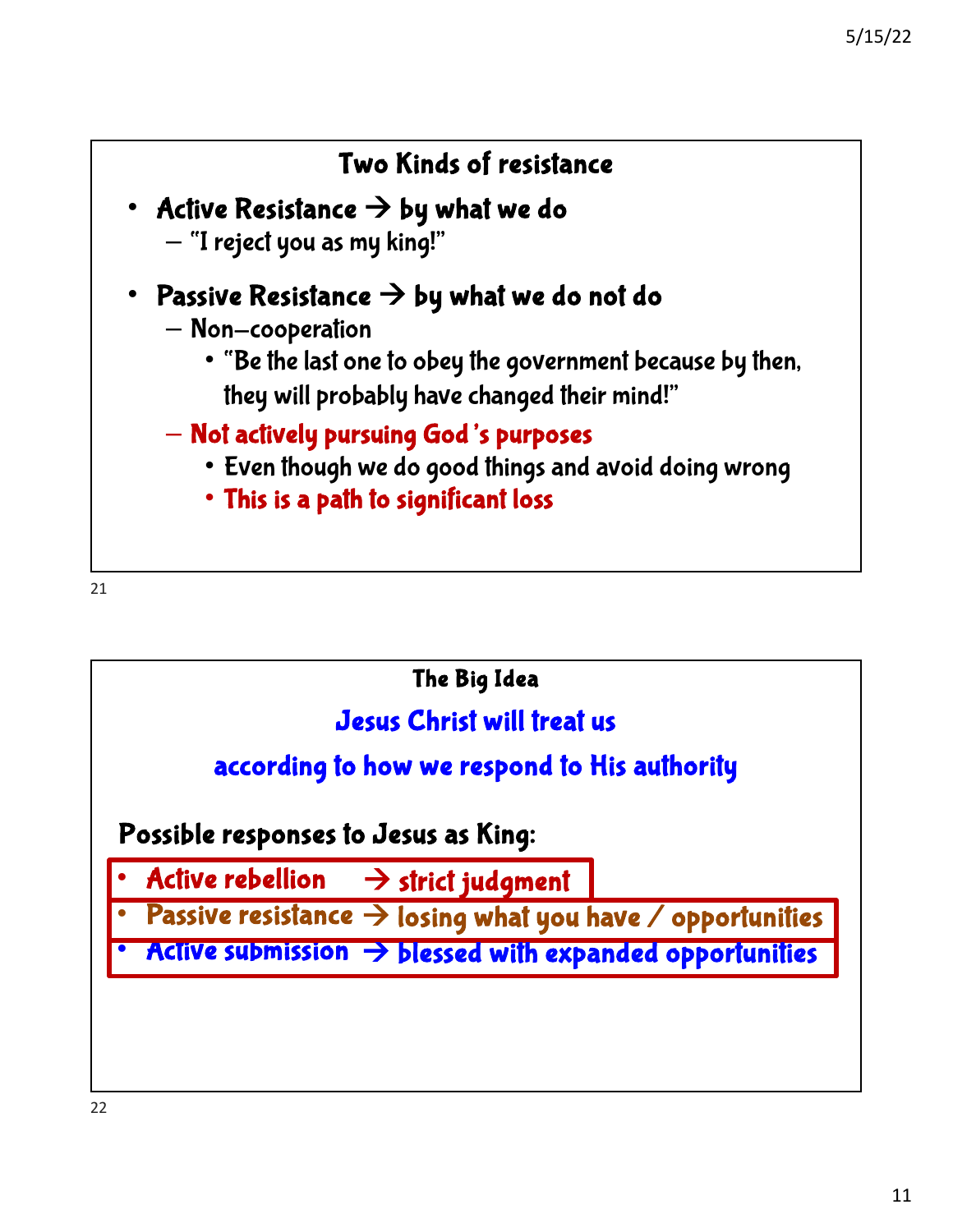## Two Kinds of resistance

- **Active Resistance → by what we do**
  - "I reject you as my king!"
- **Passive Resistance → by what we do not do**
  - Non-cooperation
    - "Be the last one to obey the government because by then, they will probably have changed their mind!"
  - Not actively pursuing God's purposes
    - Even though we do good things and avoid doing wrong
    - This is a path to significant loss

## The Big Idea

**Jesus Christ will treat us according to how we respond to His authority**

**Possible responses to Jesus as King:**

- Active rebellion → strict judgment
- Passive resistance → losing what you have / opportunities
- Active submission → blessed with expanded opportunities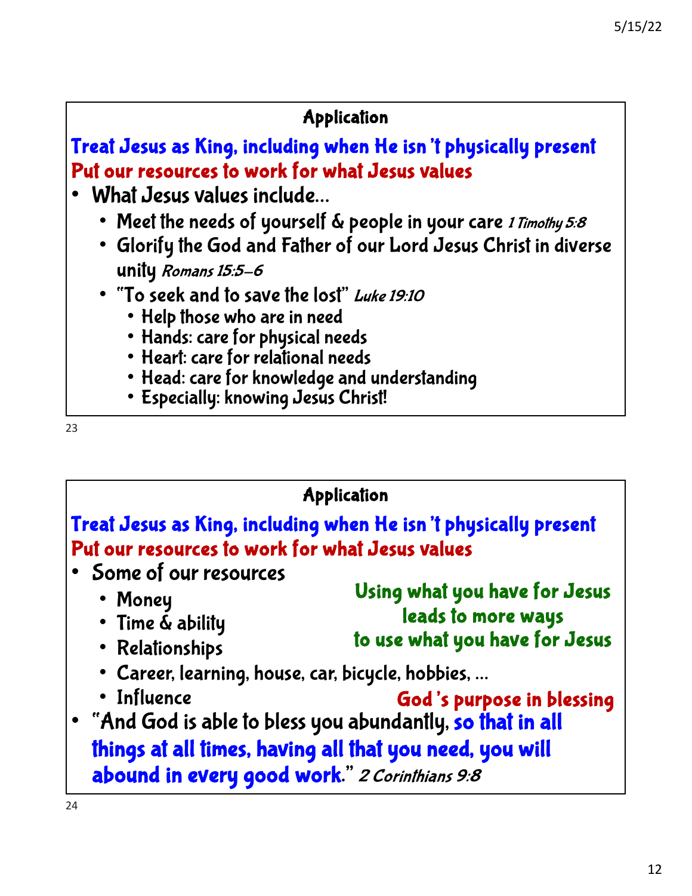## Application

**Treat Jesus as King, including when He isn't physically present**
**Put our resources to work for what Jesus values**

- What Jesus values include…
  - Meet the needs of yourself & people in your care *1 Timothy 5:8*
  - Glorify the God and Father of our Lord Jesus Christ in diverse unity *Romans 15:5–6*
  - "To seek and to save the lost" *Luke 19:10*
    - Help those who are in need
    - Hands: care for physical needs
    - Heart: care for relational needs
    - Head: care for knowledge and understanding
    - Especially: knowing Jesus Christ!

## Application

**Treat Jesus as King, including when He isn't physically present**
**Put our resources to work for what Jesus values**

- Some of our resources
  - Money
  - Time & ability
  - Relationships
  - Career, learning, house, car, bicycle, hobbies, …
  - Influence

**Using what you have for Jesus leads to more ways to use what you have for Jesus**

**God's purpose in blessing**

- "And God is able to bless you abundantly, **so that in all things at all times, having all that you need, you will abound in every good work.**" *2 Corinthians 9:8*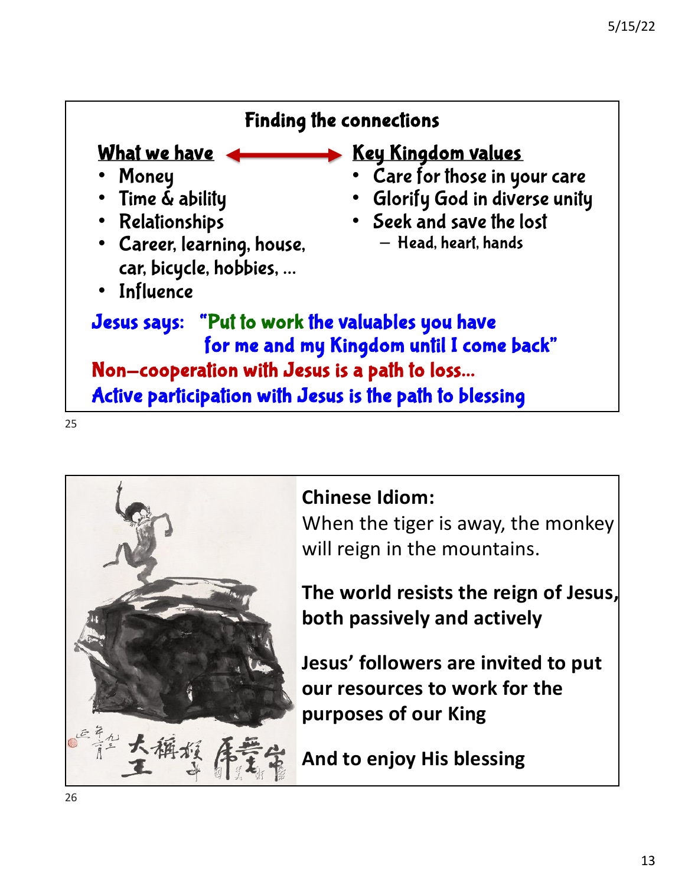## Finding the connections

**What we have** ↔ **Key Kingdom values**

**What we have**
- Money
- Time & ability
- Relationships
- Career, learning, house, car, bicycle, hobbies, …
- Influence

**Key Kingdom values**
- Care for those in your care
- Glorify God in diverse unity
- Seek and save the lost
  - Head, heart, hands

**Jesus says: "Put to work the valuables you have for me and my Kingdom until I come back"**

**Non-cooperation with Jesus is a path to loss…**

**Active participation with Jesus is the path to blessing**

---

**Chinese Idiom:**
When the tiger is away, the monkey will reign in the mountains.

**The world resists the reign of Jesus, both passively and actively**

**Jesus' followers are invited to put our resources to work for the purposes of our King**

**And to enjoy His blessing**